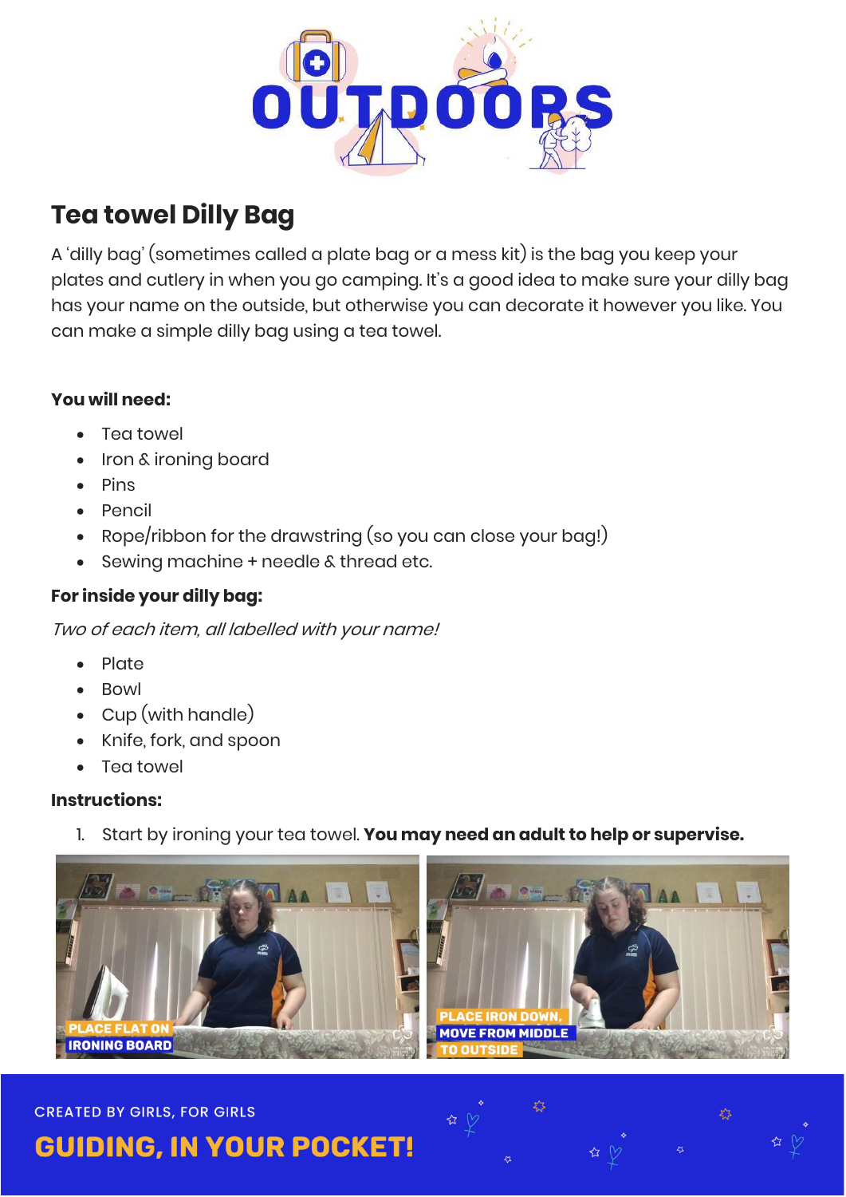# Tea towel Dilly Bag

A 'dilly bag' (sometimes called a plate bag or a mess kit) is the bag you keep your plates and cutlery in when you go camping. It's a good idea to make sure your dilly bag has your name on the outside, but otherwise you can decorate it however you like. You can make a simple dilly bag using a tea towel.

**You will need:**

- Tea towel
- Iron & ironing board
- Pins
- Pencil
- Rope/ribbon for the drawstring (so you can close your bag!)
- Sewing machine + needle & thread etc.

**For inside your dilly bag:**

*Two of each item, all labelled with your name!*

- Plate
- Bowl
- Cup (with handle)
- Knife, fork, and spoon
- Tea towel

**Instructions:**

1. Start by ironing your tea towel. **You may need an adult to help or supervise.**

PLACE FLAT ON IRONING BOARD

PLACE IRON DOWN, MOVE FROM MIDDLE TO OUTSIDE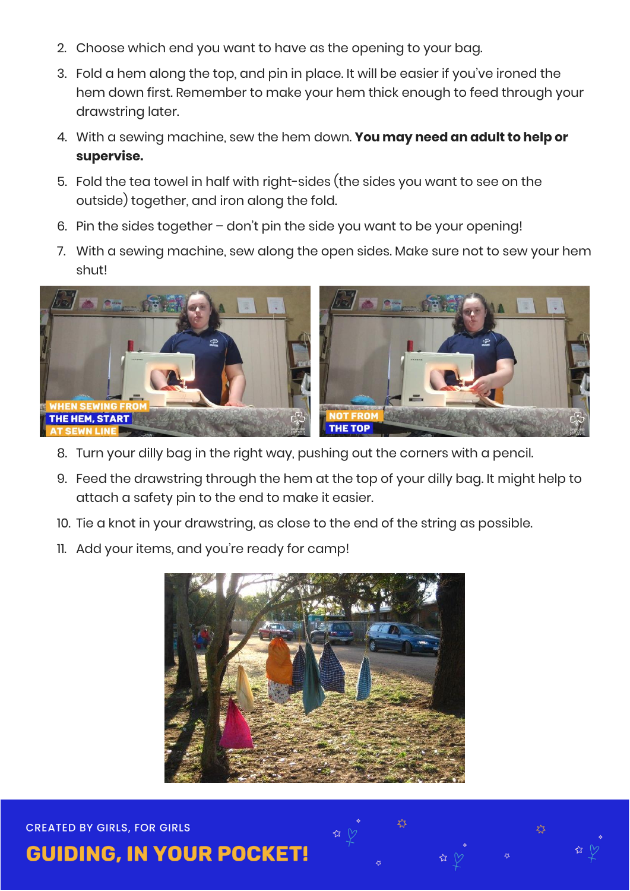2. Choose which end you want to have as the opening to your bag.
3. Fold a hem along the top, and pin in place. It will be easier if you've ironed the hem down first. Remember to make your hem thick enough to feed through your drawstring later.
4. With a sewing machine, sew the hem down. **You may need an adult to help or supervise.**
5. Fold the tea towel in half with right-sides (the sides you want to see on the outside) together, and iron along the fold.
6. Pin the sides together – don't pin the side you want to be your opening!
7. With a sewing machine, sew along the open sides. Make sure not to sew your hem shut!

WHEN SEWING FROM THE HEM, START AT SEWN LINE

NOT FROM THE TOP

8. Turn your dilly bag in the right way, pushing out the corners with a pencil.
9. Feed the drawstring through the hem at the top of your dilly bag. It might help to attach a safety pin to the end to make it easier.
10. Tie a knot in your drawstring, as close to the end of the string as possible.
11. Add your items, and you're ready for camp!

CREATED BY GIRLS, FOR GIRLS

**GUIDING, IN YOUR POCKET!**